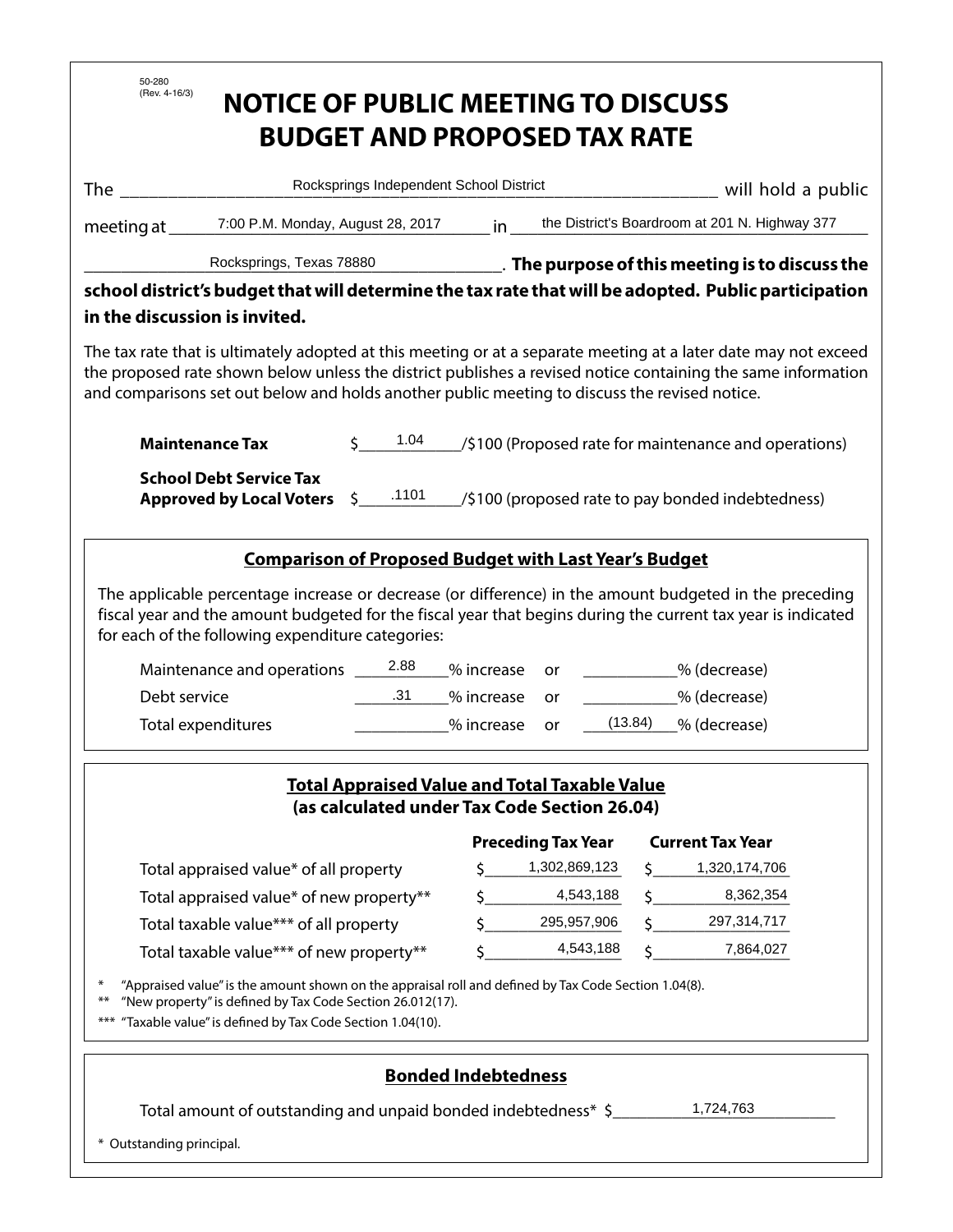50-280
(Rev. 4-16/3)

# NOTICE OF PUBLIC MEETING TO DISCUSS BUDGET AND PROPOSED TAX RATE

The Rocksprings Independent School District will hold a public meeting at 7:00 P.M. Monday, August 28, 2017 in the District's Boardroom at 201 N. Highway 377 Rocksprings, Texas 78880. **The purpose of this meeting is to discuss the school district's budget that will determine the tax rate that will be adopted. Public participation in the discussion is invited.**

The tax rate that is ultimately adopted at this meeting or at a separate meeting at a later date may not exceed the proposed rate shown below unless the district publishes a revised notice containing the same information and comparisons set out below and holds another public meeting to discuss the revised notice.

**Maintenance Tax** $ 1.04 /$100 (Proposed rate for maintenance and operations)

**School Debt Service Tax Approved by Local Voters** $ .1101 /$100 (proposed rate to pay bonded indebtedness)

## Comparison of Proposed Budget with Last Year's Budget

The applicable percentage increase or decrease (or difference) in the amount budgeted in the preceding fiscal year and the amount budgeted for the fiscal year that begins during the current tax year is indicated for each of the following expenditure categories:

| | % increase | or | % (decrease) |
|---|---|---|---|
| Maintenance and operations | 2.88 | or | |
| Debt service | .31 | or | |
| Total expenditures | | or | (13.84) |

## Total Appraised Value and Total Taxable Value (as calculated under Tax Code Section 26.04)

| | Preceding Tax Year | Current Tax Year |
|---|---|---|
| Total appraised value* of all property | $ 1,302,869,123 | $ 1,320,174,706 |
| Total appraised value* of new property** | $ 4,543,188 | $ 8,362,354 |
| Total taxable value*** of all property | $ 295,957,906 | $ 297,314,717 |
| Total taxable value*** of new property** | $ 4,543,188 | $ 7,864,027 |

\* "Appraised value" is the amount shown on the appraisal roll and defined by Tax Code Section 1.04(8).
** "New property" is defined by Tax Code Section 26.012(17).
*** "Taxable value" is defined by Tax Code Section 1.04(10).

## Bonded Indebtedness

Total amount of outstanding and unpaid bonded indebtedness* $ 1,724,763

\* Outstanding principal.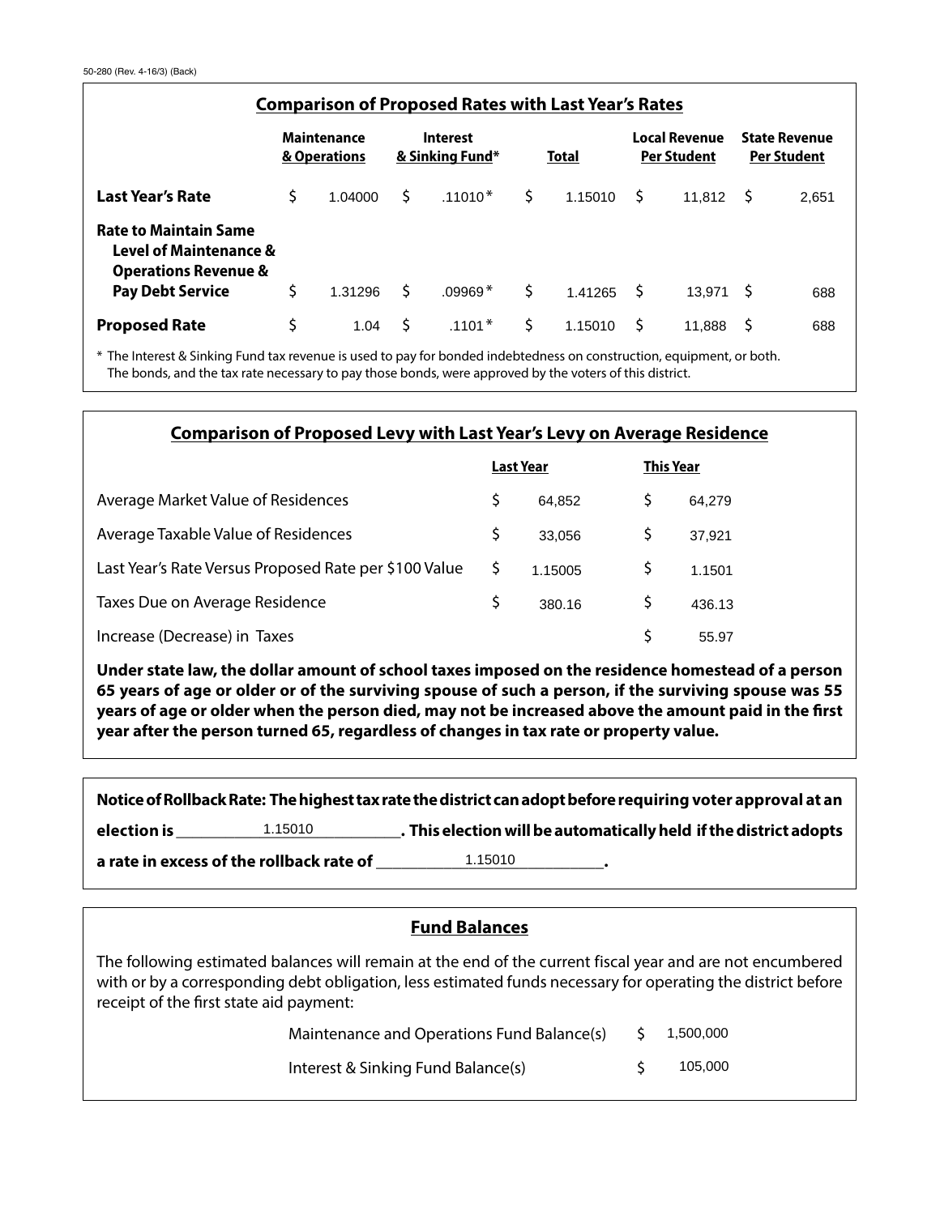## Comparison of Proposed Rates with Last Year's Rates

| | Maintenance & Operations | Interest & Sinking Fund* | Total | Local Revenue Per Student | State Revenue Per Student |
|---|---|---|---|---|---|
| **Last Year's Rate** | $ 1.04000 | $ .11010* | $ 1.15010 | $ 11,812 | $ 2,651 |
| **Rate to Maintain Same Level of Maintenance & Operations Revenue & Pay Debt Service** | $ 1.31296 | $ .09969* | $ 1.41265 | $ 13,971 | $ 688 |
| **Proposed Rate** | $ 1.04 | $ .1101* | $ 1.15010 | $ 11,888 | $ 688 |

* The Interest & Sinking Fund tax revenue is used to pay for bonded indebtedness on construction, equipment, or both. The bonds, and the tax rate necessary to pay those bonds, were approved by the voters of this district.

## Comparison of Proposed Levy with Last Year's Levy on Average Residence

| | Last Year | This Year |
|---|---|---|
| Average Market Value of Residences | $ 64,852 | $ 64,279 |
| Average Taxable Value of Residences | $ 33,056 | $ 37,921 |
| Last Year's Rate Versus Proposed Rate per $100 Value | $ 1.15005 | $ 1.1501 |
| Taxes Due on Average Residence | $ 380.16 | $ 436.13 |
| Increase (Decrease) in Taxes | | $ 55.97 |

**Under state law, the dollar amount of school taxes imposed on the residence homestead of a person 65 years of age or older or of the surviving spouse of such a person, if the surviving spouse was 55 years of age or older when the person died, may not be increased above the amount paid in the first year after the person turned 65, regardless of changes in tax rate or property value.**

**Notice of Rollback Rate: The highest tax rate the district can adopt before requiring voter approval at an election is** 1.15010**. This election will be automatically held if the district adopts a rate in excess of the rollback rate of** 1.15010**.**

## Fund Balances

The following estimated balances will remain at the end of the current fiscal year and are not encumbered with or by a corresponding debt obligation, less estimated funds necessary for operating the district before receipt of the first state aid payment:

| | |
|---|---|
| Maintenance and Operations Fund Balance(s) | $ 1,500,000 |
| Interest & Sinking Fund Balance(s) | $ 105,000 |